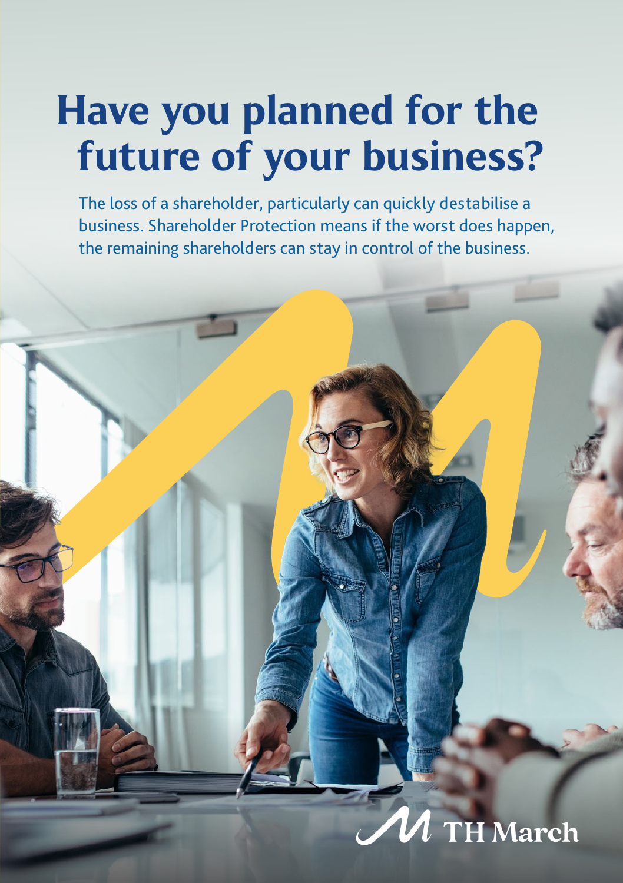# Have you planned for the future of your business?

The loss of a shareholder, particularly can quickly destabilise a business. Shareholder Protection means if the worst does happen, the remaining shareholders can stay in control of the business.

TH March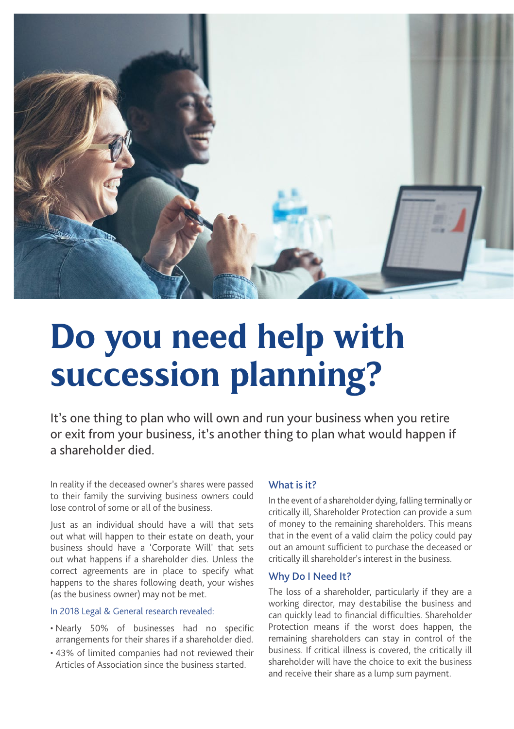# Do you need help with succession planning?

It's one thing to plan who will own and run your business when you retire or exit from your business, it's another thing to plan what would happen if a shareholder died.

In reality if the deceased owner's shares were passed to their family the surviving business owners could lose control of some or all of the business.

Just as an individual should have a will that sets out what will happen to their estate on death, your business should have a 'Corporate Will' that sets out what happens if a shareholder dies. Unless the correct agreements are in place to specify what happens to the shares following death, your wishes (as the business owner) may not be met.

In 2018 Legal & General research revealed:

- Nearly 50% of businesses had no specific arrangements for their shares if a shareholder died.
- 43% of limited companies had not reviewed their Articles of Association since the business started.

### What is it?

In the event of a shareholder dying, falling terminally or critically ill, Shareholder Protection can provide a sum of money to the remaining shareholders. This means that in the event of a valid claim the policy could pay out an amount sufficient to purchase the deceased or critically ill shareholder's interest in the business.

### Why Do I Need It?

The loss of a shareholder, particularly if they are a working director, may destabilise the business and can quickly lead to financial difficulties. Shareholder Protection means if the worst does happen, the remaining shareholders can stay in control of the business. If critical illness is covered, the critically ill shareholder will have the choice to exit the business and receive their share as a lump sum payment.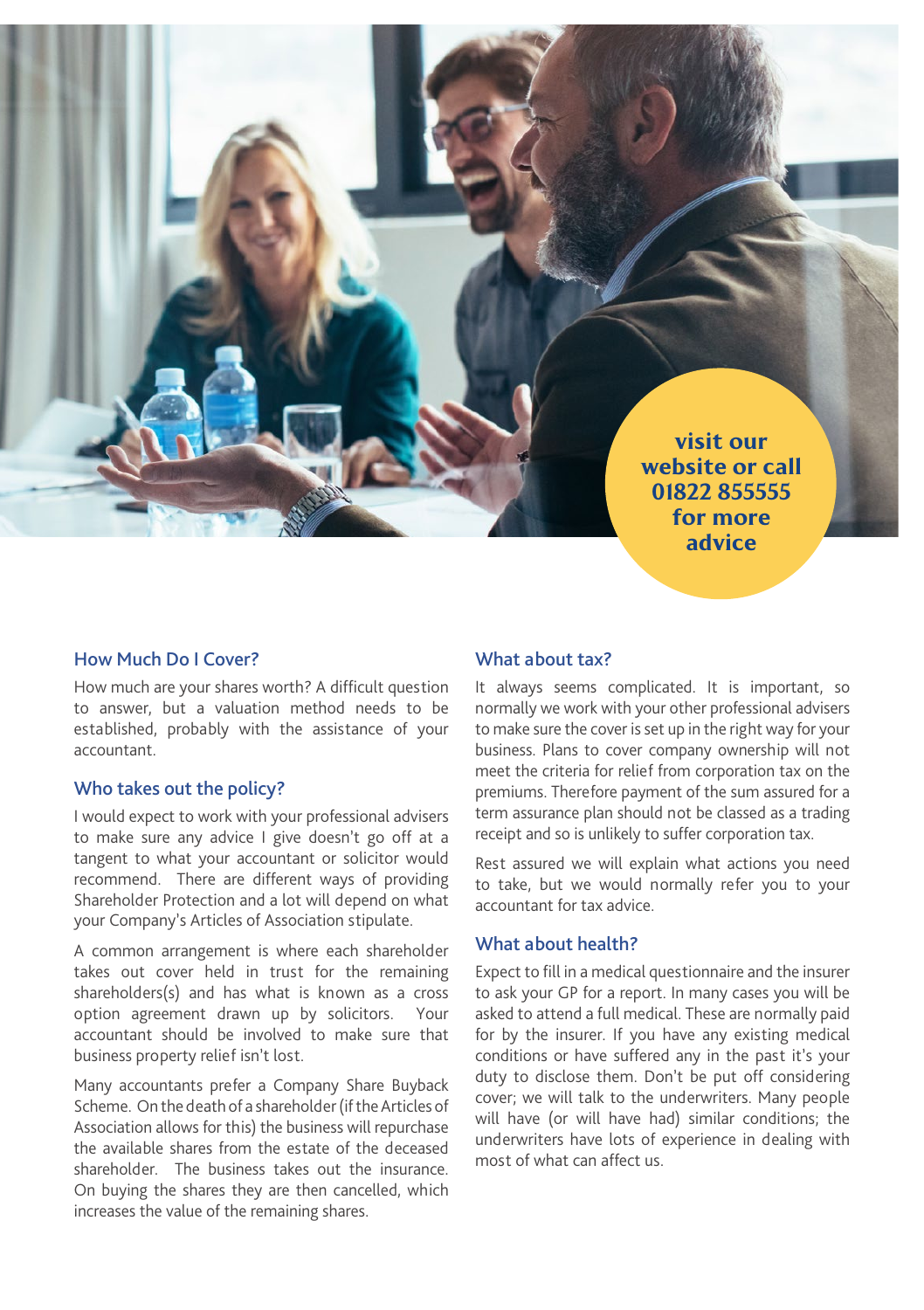visit our website or call 01822 855555 for more advice

## How Much Do I Cover?

How much are your shares worth? A difficult question to answer, but a valuation method needs to be established, probably with the assistance of your accountant.

## Who takes out the policy?

I would expect to work with your professional advisers to make sure any advice I give doesn't go off at a tangent to what your accountant or solicitor would recommend. There are different ways of providing Shareholder Protection and a lot will depend on what your Company's Articles of Association stipulate.

A common arrangement is where each shareholder takes out cover held in trust for the remaining shareholders(s) and has what is known as a cross option agreement drawn up by solicitors. Your accountant should be involved to make sure that business property relief isn't lost.

Many accountants prefer a Company Share Buyback Scheme. On the death of a shareholder (if the Articles of Association allows for this) the business will repurchase the available shares from the estate of the deceased shareholder. The business takes out the insurance. On buying the shares they are then cancelled, which increases the value of the remaining shares.

## What about tax?

It always seems complicated. It is important, so normally we work with your other professional advisers to make sure the cover is set up in the right way for your business. Plans to cover company ownership will not meet the criteria for relief from corporation tax on the premiums. Therefore payment of the sum assured for a term assurance plan should not be classed as a trading receipt and so is unlikely to suffer corporation tax.

Rest assured we will explain what actions you need to take, but we would normally refer you to your accountant for tax advice.

## What about health?

Expect to fill in a medical questionnaire and the insurer to ask your GP for a report. In many cases you will be asked to attend a full medical. These are normally paid for by the insurer. If you have any existing medical conditions or have suffered any in the past it's your duty to disclose them. Don't be put off considering cover; we will talk to the underwriters. Many people will have (or will have had) similar conditions; the underwriters have lots of experience in dealing with most of what can affect us.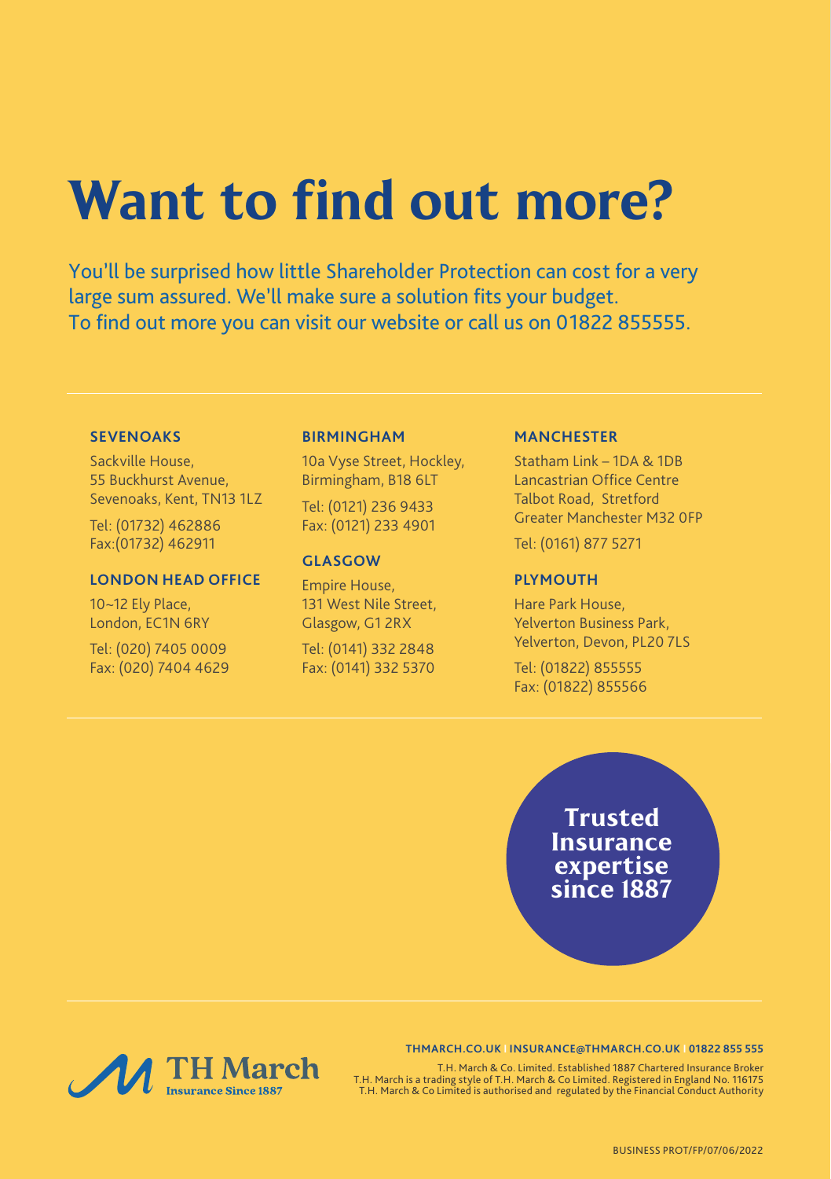# Want to find out more?

You'll be surprised how little Shareholder Protection can cost for a very large sum assured. We'll make sure a solution fits your budget.
To find out more you can visit our website or call us on 01822 855555.

### SEVENOAKS

Sackville House,
55 Buckhurst Avenue,
Sevenoaks, Kent, TN13 1LZ

Tel: (01732) 462886
Fax:(01732) 462911

### LONDON HEAD OFFICE

10~12 Ely Place,
London, EC1N 6RY

Tel: (020) 7405 0009
Fax: (020) 7404 4629

### BIRMINGHAM

10a Vyse Street, Hockley,
Birmingham, B18 6LT

Tel: (0121) 236 9433
Fax: (0121) 233 4901

### GLASGOW

Empire House,
131 West Nile Street,
Glasgow, G1 2RX

Tel: (0141) 332 2848
Fax: (0141) 332 5370

### MANCHESTER

Statham Link – 1DA & 1DB
Lancastrian Office Centre
Talbot Road, Stretford
Greater Manchester M32 0FP

Tel: (0161) 877 5271

### PLYMOUTH

Hare Park House,
Yelverton Business Park,
Yelverton, Devon, PL20 7LS

Tel: (01822) 855555
Fax: (01822) 855566

**Trusted Insurance expertise since 1887**

TH March
Insurance Since 1887

**THMARCH.CO.UK | INSURANCE@THMARCH.CO.UK | 01822 855 555**

T.H. March & Co. Limited. Established 1887 Chartered Insurance Broker
T.H. March is a trading style of T.H. March & Co Limited. Registered in England No. 116175
T.H. March & Co Limited is authorised and regulated by the Financial Conduct Authority

BUSINESS PROT/FP/07/06/2022